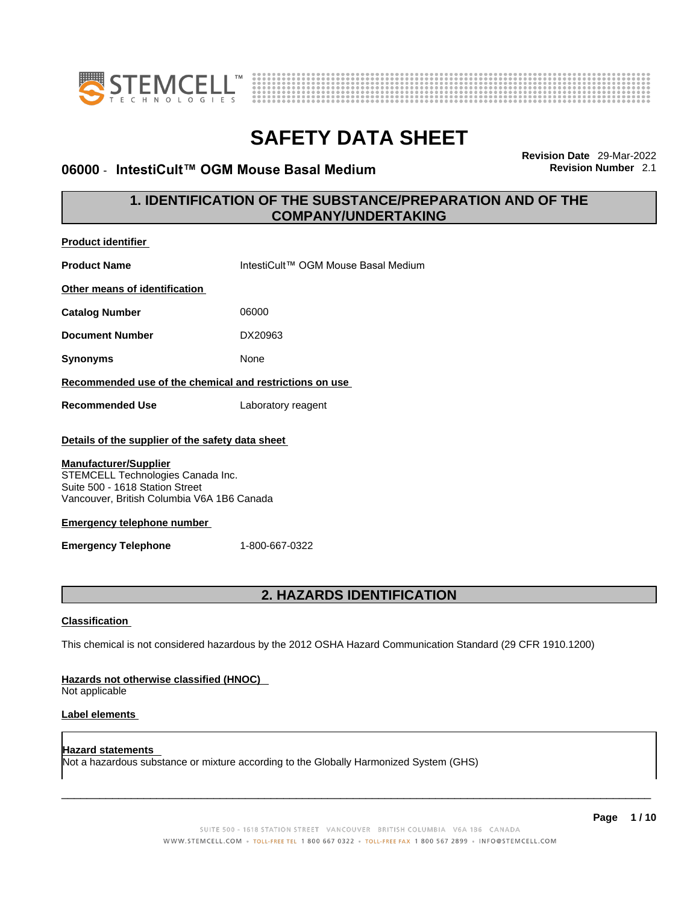# SAFETY DATA SHEET

**06000 - IntestiCult™ OGM Mouse Basal Medium**

**Revision Date** 29-Mar-2022
**Revision Number** 2.1

## 1. IDENTIFICATION OF THE SUBSTANCE/PREPARATION AND OF THE COMPANY/UNDERTAKING

**Product identifier**

**Product Name** IntestiCult™ OGM Mouse Basal Medium

**Other means of identification**

**Catalog Number** 06000

**Document Number** DX20963

**Synonyms** None

**Recommended use of the chemical and restrictions on use**

**Recommended Use** Laboratory reagent

**Details of the supplier of the safety data sheet**

**Manufacturer/Supplier**
STEMCELL Technologies Canada Inc.
Suite 500 - 1618 Station Street
Vancouver, British Columbia V6A 1B6 Canada

**Emergency telephone number**

**Emergency Telephone** 1-800-667-0322

## 2. HAZARDS IDENTIFICATION

**Classification**

This chemical is not considered hazardous by the 2012 OSHA Hazard Communication Standard (29 CFR 1910.1200)

**Hazards not otherwise classified (HNOC)**
Not applicable

**Label elements**

**Hazard statements**
Not a hazardous substance or mixture according to the Globally Harmonized System (GHS)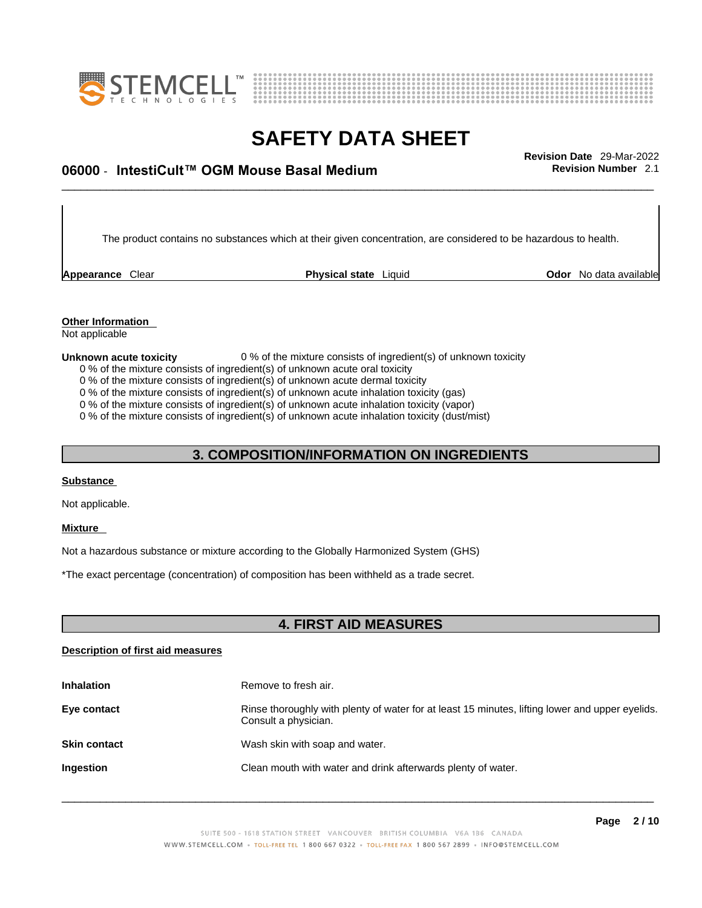The product contains no substances which at their given concentration, are considered to be hazardous to health.

| **Appearance** Clear | **Physical state** Liquid | **Odor** No data available |
|---|---|---|

**Other Information**
Not applicable

**Unknown acute toxicity** 0 % of the mixture consists of ingredient(s) of unknown toxicity
0 % of the mixture consists of ingredient(s) of unknown acute oral toxicity
0 % of the mixture consists of ingredient(s) of unknown acute dermal toxicity
0 % of the mixture consists of ingredient(s) of unknown acute inhalation toxicity (gas)
0 % of the mixture consists of ingredient(s) of unknown acute inhalation toxicity (vapor)
0 % of the mixture consists of ingredient(s) of unknown acute inhalation toxicity (dust/mist)

## 3. COMPOSITION/INFORMATION ON INGREDIENTS

**Substance**

Not applicable.

**Mixture**

Not a hazardous substance or mixture according to the Globally Harmonized System (GHS)

*The exact percentage (concentration) of composition has been withheld as a trade secret.

## 4. FIRST AID MEASURES

**Description of first aid measures**

| | |
|---|---|
| **Inhalation** | Remove to fresh air. |
| **Eye contact** | Rinse thoroughly with plenty of water for at least 15 minutes, lifting lower and upper eyelids. Consult a physician. |
| **Skin contact** | Wash skin with soap and water. |
| **Ingestion** | Clean mouth with water and drink afterwards plenty of water. |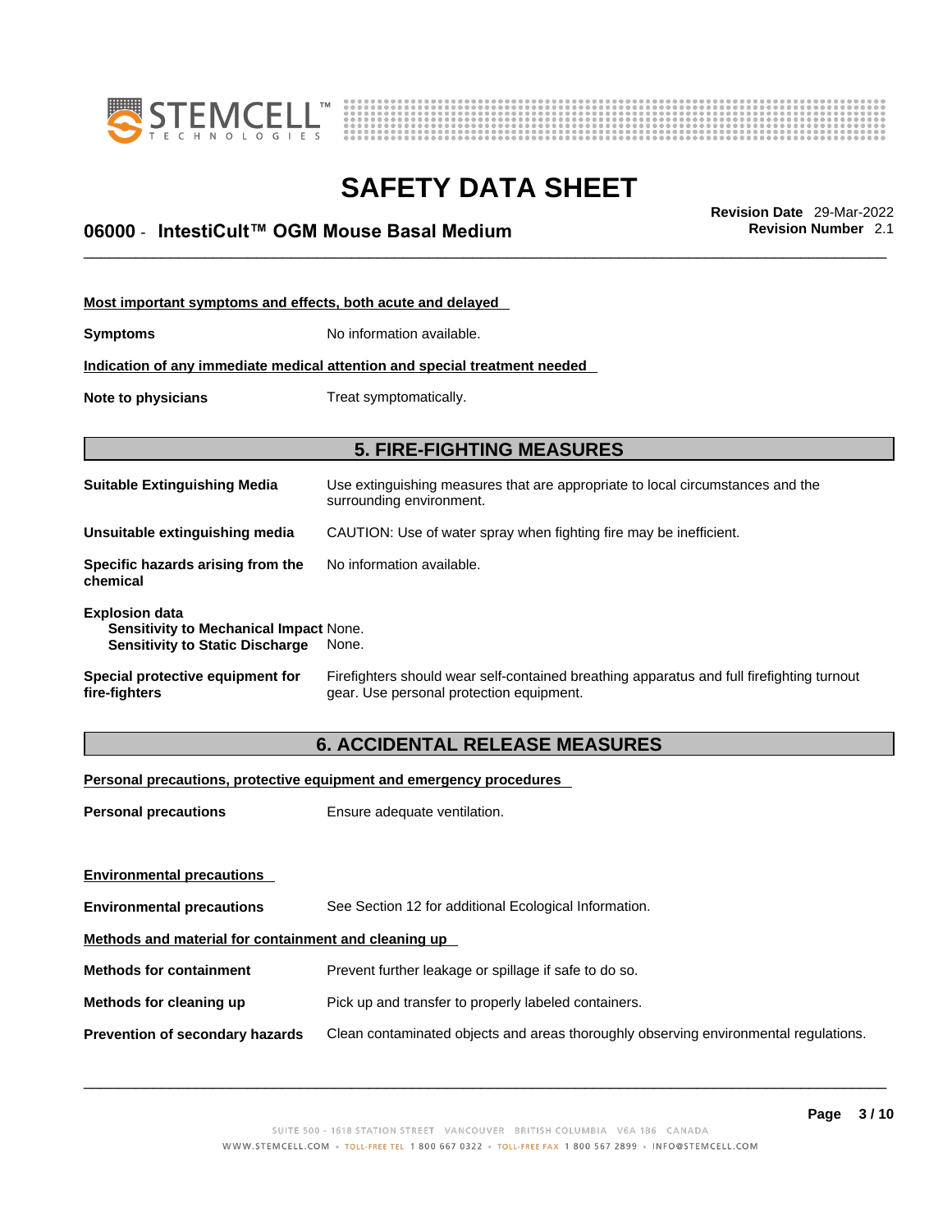**Most important symptoms and effects, both acute and delayed**

| | |
|---|---|
| **Symptoms** | No information available. |

**Indication of any immediate medical attention and special treatment needed**

| | |
|---|---|
| **Note to physicians** | Treat symptomatically. |

## 5. FIRE-FIGHTING MEASURES

| | |
|---|---|
| **Suitable Extinguishing Media** | Use extinguishing measures that are appropriate to local circumstances and the surrounding environment. |
| **Unsuitable extinguishing media** | CAUTION: Use of water spray when fighting fire may be inefficient. |
| **Specific hazards arising from the chemical** | No information available. |

**Explosion data**
**Sensitivity to Mechanical Impact** None.
**Sensitivity to Static Discharge** None.

| | |
|---|---|
| **Special protective equipment for fire-fighters** | Firefighters should wear self-contained breathing apparatus and full firefighting turnout gear. Use personal protection equipment. |

## 6. ACCIDENTAL RELEASE MEASURES

**Personal precautions, protective equipment and emergency procedures**

| | |
|---|---|
| **Personal precautions** | Ensure adequate ventilation. |

**Environmental precautions**

| | |
|---|---|
| **Environmental precautions** | See Section 12 for additional Ecological Information. |

**Methods and material for containment and cleaning up**

| | |
|---|---|
| **Methods for containment** | Prevent further leakage or spillage if safe to do so. |
| **Methods for cleaning up** | Pick up and transfer to properly labeled containers. |
| **Prevention of secondary hazards** | Clean contaminated objects and areas thoroughly observing environmental regulations. |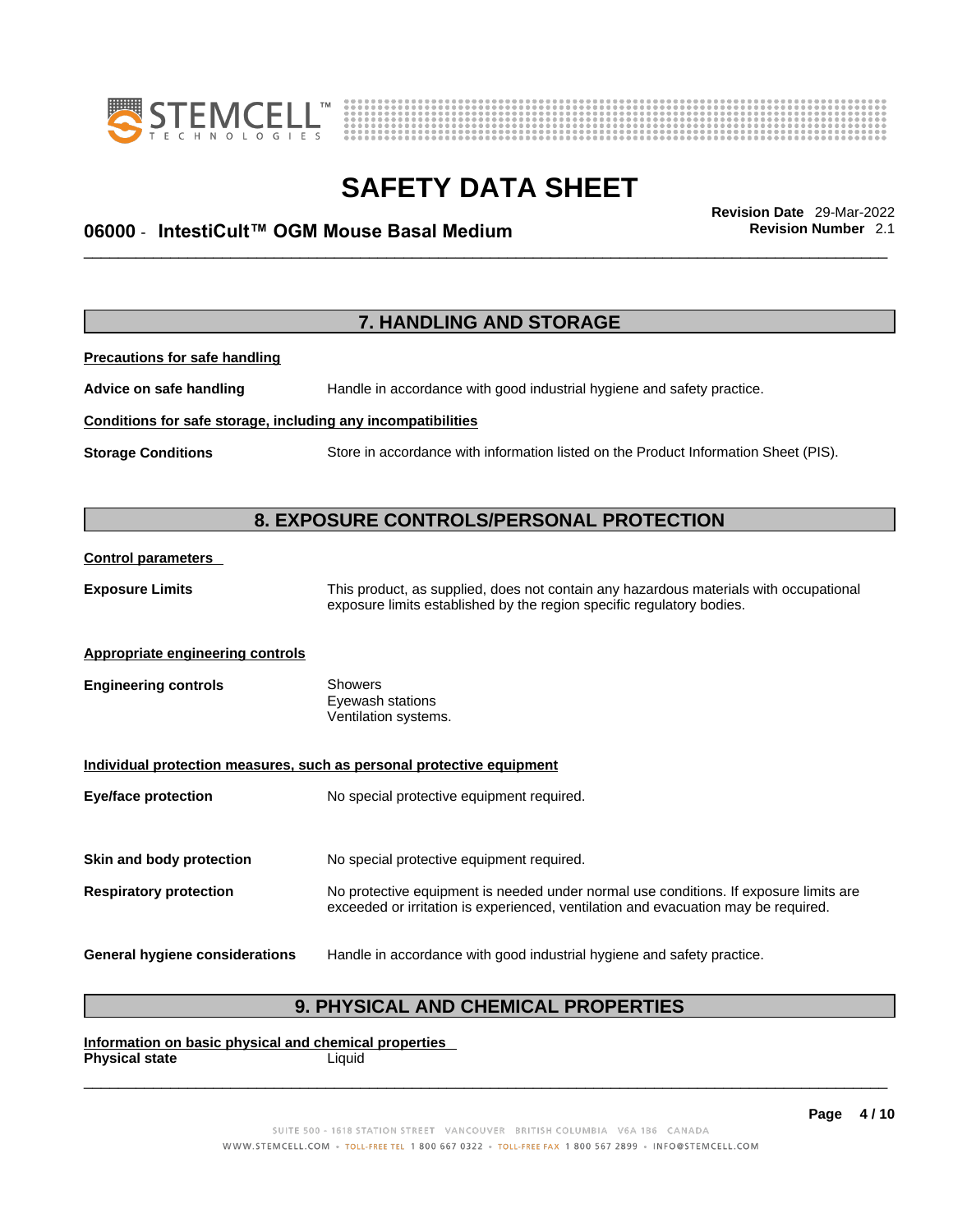## 7. HANDLING AND STORAGE

**Precautions for safe handling**

**Advice on safe handling** Handle in accordance with good industrial hygiene and safety practice.

**Conditions for safe storage, including any incompatibilities**

**Storage Conditions** Store in accordance with information listed on the Product Information Sheet (PIS).

## 8. EXPOSURE CONTROLS/PERSONAL PROTECTION

**Control parameters**

**Exposure Limits** This product, as supplied, does not contain any hazardous materials with occupational exposure limits established by the region specific regulatory bodies.

**Appropriate engineering controls**

**Engineering controls** Showers
Eyewash stations
Ventilation systems.

**Individual protection measures, such as personal protective equipment**

**Eye/face protection** No special protective equipment required.

**Skin and body protection** No special protective equipment required.

**Respiratory protection** No protective equipment is needed under normal use conditions. If exposure limits are exceeded or irritation is experienced, ventilation and evacuation may be required.

**General hygiene considerations** Handle in accordance with good industrial hygiene and safety practice.

## 9. PHYSICAL AND CHEMICAL PROPERTIES

**Information on basic physical and chemical properties**

**Physical state** Liquid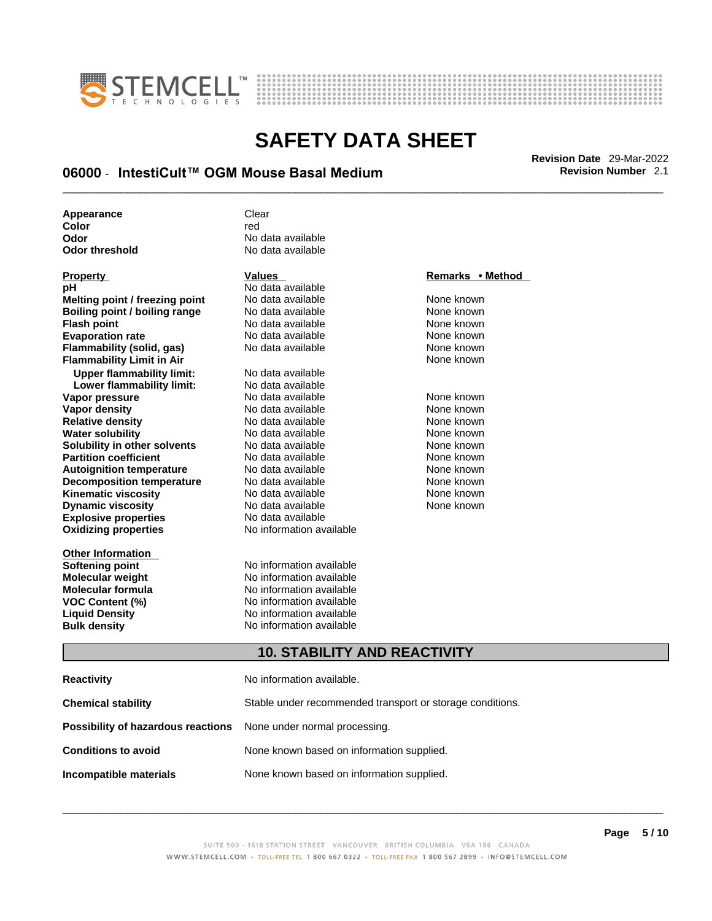| | |
|---|---|
| **Appearance** | Clear |
| **Color** | red |
| **Odor** | No data available |
| **Odor threshold** | No data available |

| Property | Values | Remarks • Method |
|---|---|---|
| **pH** | No data available | |
| **Melting point / freezing point** | No data available | None known |
| **Boiling point / boiling range** | No data available | None known |
| **Flash point** | No data available | None known |
| **Evaporation rate** | No data available | None known |
| **Flammability (solid, gas)** | No data available | None known |
| **Flammability Limit in Air** | | None known |
| **Upper flammability limit:** | No data available | |
| **Lower flammability limit:** | No data available | |
| **Vapor pressure** | No data available | None known |
| **Vapor density** | No data available | None known |
| **Relative density** | No data available | None known |
| **Water solubility** | No data available | None known |
| **Solubility in other solvents** | No data available | None known |
| **Partition coefficient** | No data available | None known |
| **Autoignition temperature** | No data available | None known |
| **Decomposition temperature** | No data available | None known |
| **Kinematic viscosity** | No data available | None known |
| **Dynamic viscosity** | No data available | None known |
| **Explosive properties** | No data available | |
| **Oxidizing properties** | No information available | |

**Other Information**

| | |
|---|---|
| **Softening point** | No information available |
| **Molecular weight** | No information available |
| **Molecular formula** | No information available |
| **VOC Content (%)** | No information available |
| **Liquid Density** | No information available |
| **Bulk density** | No information available |

## 10. STABILITY AND REACTIVITY

| | |
|---|---|
| **Reactivity** | No information available. |
| **Chemical stability** | Stable under recommended transport or storage conditions. |
| **Possibility of hazardous reactions** | None under normal processing. |
| **Conditions to avoid** | None known based on information supplied. |
| **Incompatible materials** | None known based on information supplied. |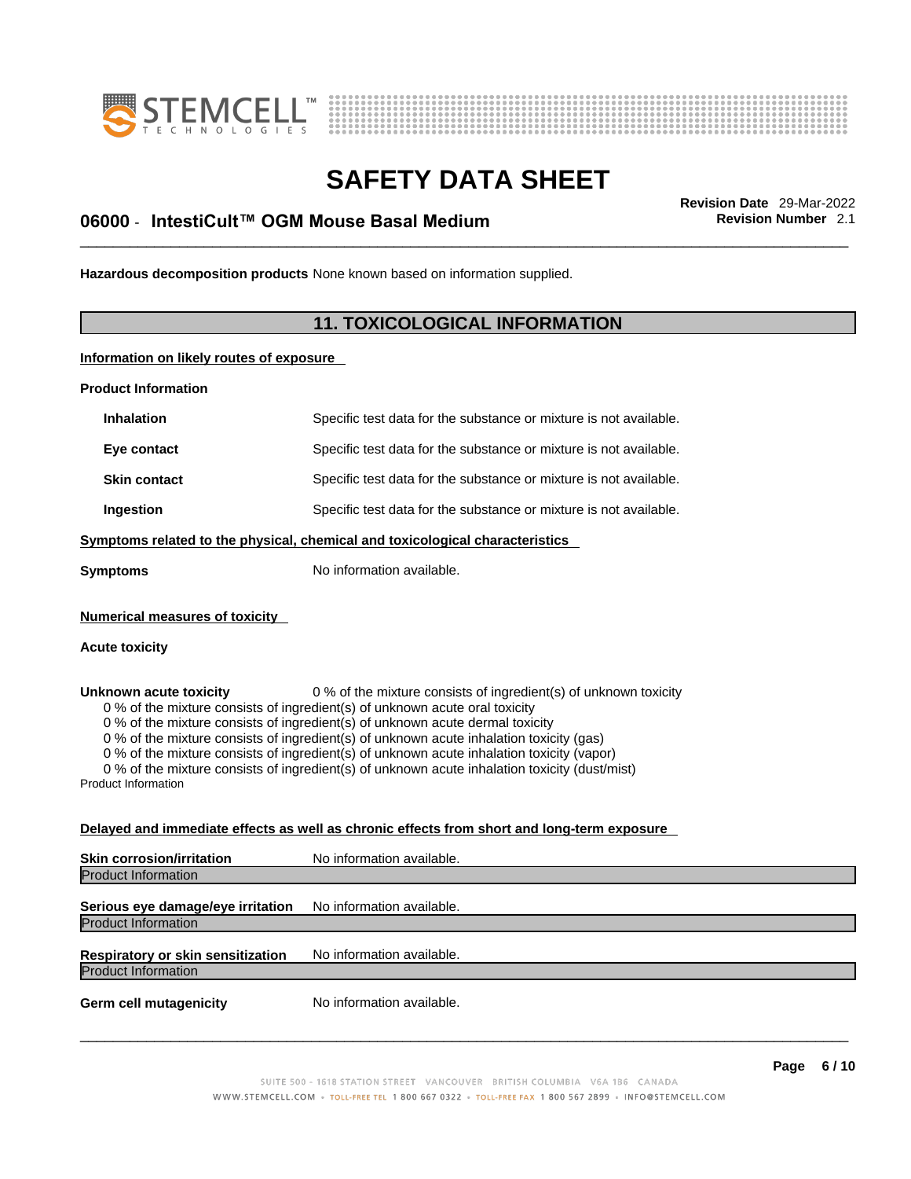**Hazardous decomposition products** None known based on information supplied.

## 11. TOXICOLOGICAL INFORMATION

**Information on likely routes of exposure**

**Product Information**

| | |
|---|---|
| **Inhalation** | Specific test data for the substance or mixture is not available. |
| **Eye contact** | Specific test data for the substance or mixture is not available. |
| **Skin contact** | Specific test data for the substance or mixture is not available. |
| **Ingestion** | Specific test data for the substance or mixture is not available. |

**Symptoms related to the physical, chemical and toxicological characteristics**

**Symptoms** No information available.

**Numerical measures of toxicity**

**Acute toxicity**

**Unknown acute toxicity** 0 % of the mixture consists of ingredient(s) of unknown toxicity

0 % of the mixture consists of ingredient(s) of unknown acute oral toxicity
0 % of the mixture consists of ingredient(s) of unknown acute dermal toxicity
0 % of the mixture consists of ingredient(s) of unknown acute inhalation toxicity (gas)
0 % of the mixture consists of ingredient(s) of unknown acute inhalation toxicity (vapor)
0 % of the mixture consists of ingredient(s) of unknown acute inhalation toxicity (dust/mist)

Product Information

**Delayed and immediate effects as well as chronic effects from short and long-term exposure**

**Skin corrosion/irritation** No information available.

Product Information

**Serious eye damage/eye irritation** No information available.

Product Information

**Respiratory or skin sensitization** No information available.

Product Information

**Germ cell mutagenicity** No information available.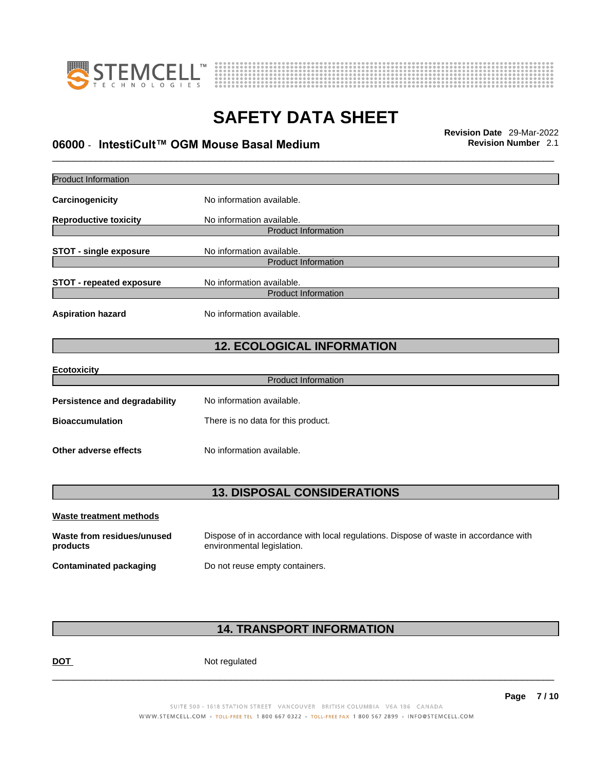Product Information

**Carcinogenicity** No information available.

**Reproductive toxicity** No information available.

Product Information

**STOT - single exposure** No information available.

Product Information

**STOT - repeated exposure** No information available.

Product Information

**Aspiration hazard** No information available.

## 12. ECOLOGICAL INFORMATION

**Ecotoxicity**

Product Information

**Persistence and degradability** No information available.

**Bioaccumulation** There is no data for this product.

**Other adverse effects** No information available.

## 13. DISPOSAL CONSIDERATIONS

**Waste treatment methods**

**Waste from residues/unused products** Dispose of in accordance with local regulations. Dispose of waste in accordance with environmental legislation.

**Contaminated packaging** Do not reuse empty containers.

## 14. TRANSPORT INFORMATION

**DOT** Not regulated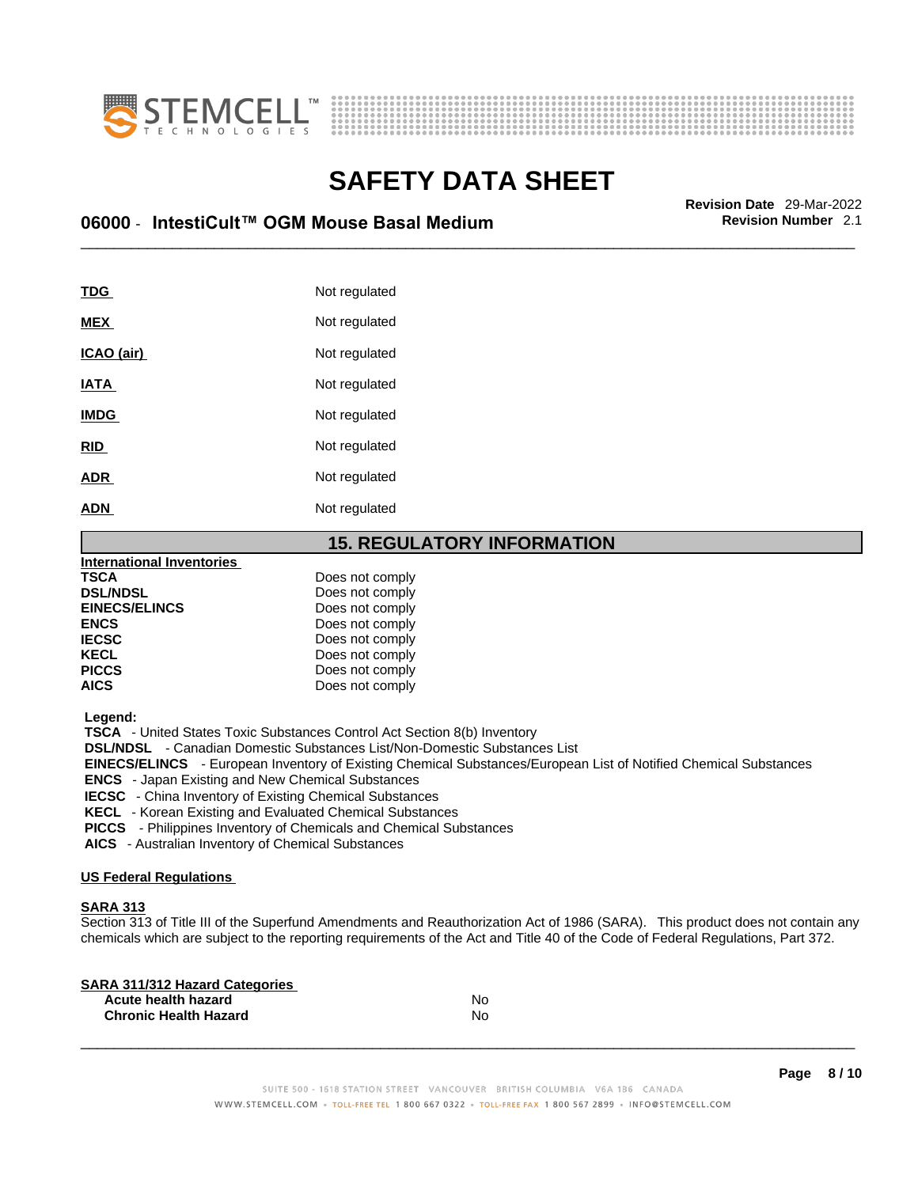| | |
|---|---|
| **TDG** | Not regulated |
| **MEX** | Not regulated |
| **ICAO (air)** | Not regulated |
| **IATA** | Not regulated |
| **IMDG** | Not regulated |
| **RID** | Not regulated |
| **ADR** | Not regulated |
| **ADN** | Not regulated |

## 15. REGULATORY INFORMATION

**International Inventories**

| | |
|---|---|
| **TSCA** | Does not comply |
| **DSL/NDSL** | Does not comply |
| **EINECS/ELINCS** | Does not comply |
| **ENCS** | Does not comply |
| **IECSC** | Does not comply |
| **KECL** | Does not comply |
| **PICCS** | Does not comply |
| **AICS** | Does not comply |

**Legend:**

**TSCA** - United States Toxic Substances Control Act Section 8(b) Inventory
**DSL/NDSL** - Canadian Domestic Substances List/Non-Domestic Substances List
**EINECS/ELINCS** - European Inventory of Existing Chemical Substances/European List of Notified Chemical Substances
**ENCS** - Japan Existing and New Chemical Substances
**IECSC** - China Inventory of Existing Chemical Substances
**KECL** - Korean Existing and Evaluated Chemical Substances
**PICCS** - Philippines Inventory of Chemicals and Chemical Substances
**AICS** - Australian Inventory of Chemical Substances

**US Federal Regulations**

**SARA 313**

Section 313 of Title III of the Superfund Amendments and Reauthorization Act of 1986 (SARA). This product does not contain any chemicals which are subject to the reporting requirements of the Act and Title 40 of the Code of Federal Regulations, Part 372.

**SARA 311/312 Hazard Categories**

| | |
|---|---|
| **Acute health hazard** | No |
| **Chronic Health Hazard** | No |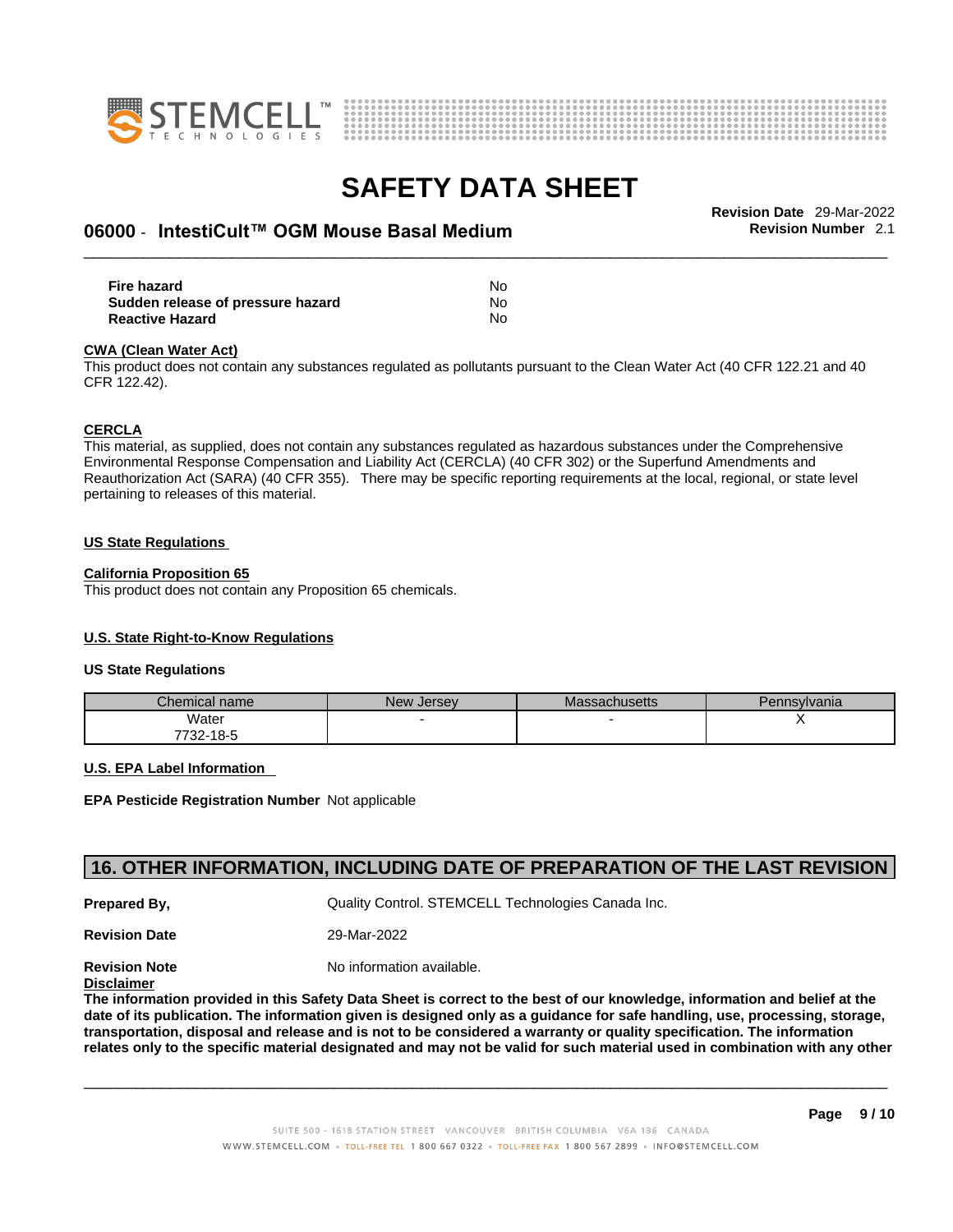| | |
|---|---|
| **Fire hazard** | No |
| **Sudden release of pressure hazard** | No |
| **Reactive Hazard** | No |

**CWA (Clean Water Act)**

This product does not contain any substances regulated as pollutants pursuant to the Clean Water Act (40 CFR 122.21 and 40 CFR 122.42).

**CERCLA**

This material, as supplied, does not contain any substances regulated as hazardous substances under the Comprehensive Environmental Response Compensation and Liability Act (CERCLA) (40 CFR 302) or the Superfund Amendments and Reauthorization Act (SARA) (40 CFR 355). There may be specific reporting requirements at the local, regional, or state level pertaining to releases of this material.

**US State Regulations**

**California Proposition 65**

This product does not contain any Proposition 65 chemicals.

**U.S. State Right-to-Know Regulations**

**US State Regulations**

| Chemical name | New Jersey | Massachusetts | Pennsylvania |
|---|---|---|---|
| Water<br>7732-18-5 | - | - | X |

**U.S. EPA Label Information**

**EPA Pesticide Registration Number** Not applicable

## 16. OTHER INFORMATION, INCLUDING DATE OF PREPARATION OF THE LAST REVISION

**Prepared By,** Quality Control. STEMCELL Technologies Canada Inc.

**Revision Date** 29-Mar-2022

**Revision Note** No information available.

**Disclaimer**

**The information provided in this Safety Data Sheet is correct to the best of our knowledge, information and belief at the date of its publication. The information given is designed only as a guidance for safe handling, use, processing, storage, transportation, disposal and release and is not to be considered a warranty or quality specification. The information relates only to the specific material designated and may not be valid for such material used in combination with any other**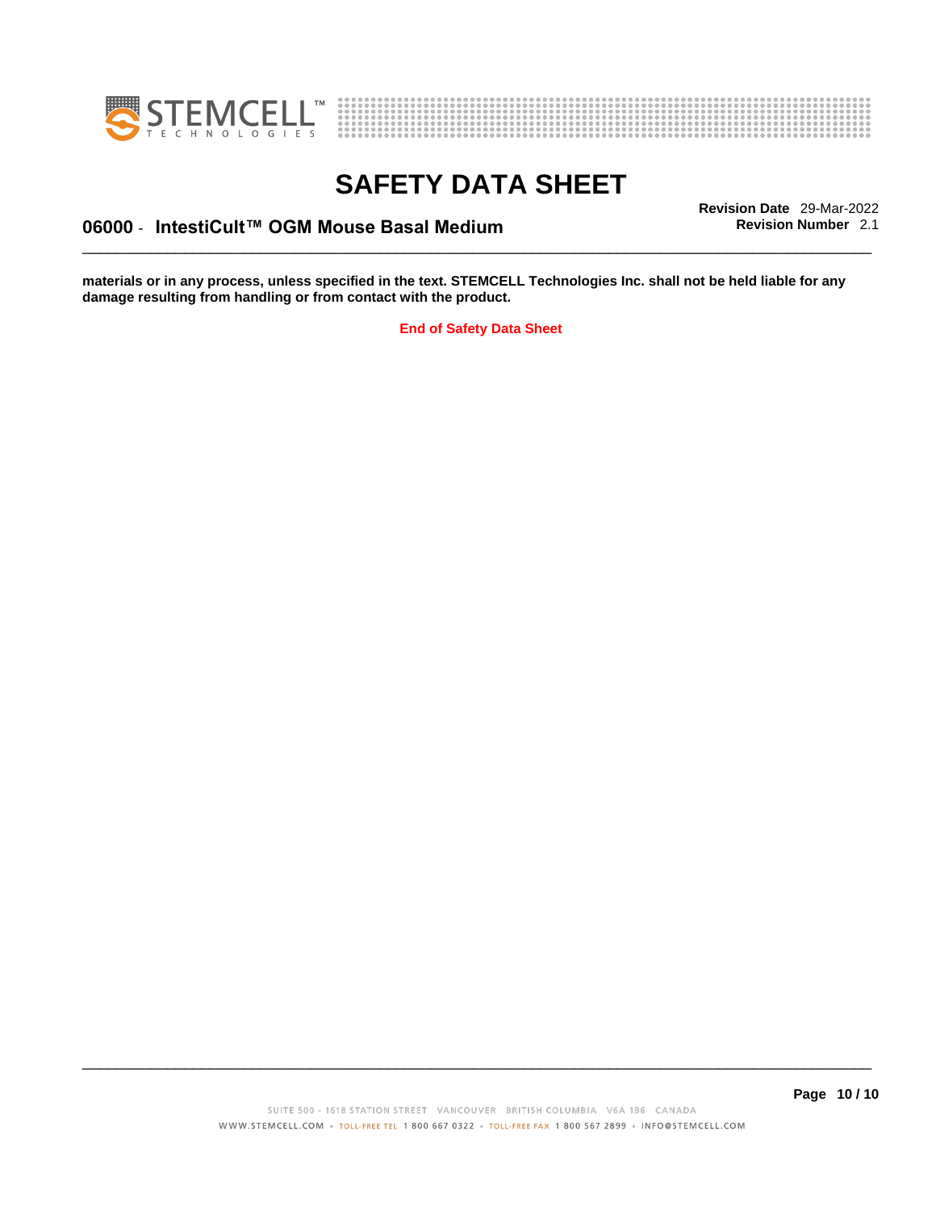**materials or in any process, unless specified in the text. STEMCELL Technologies Inc. shall not be held liable for any damage resulting from handling or from contact with the product.**

**End of Safety Data Sheet**